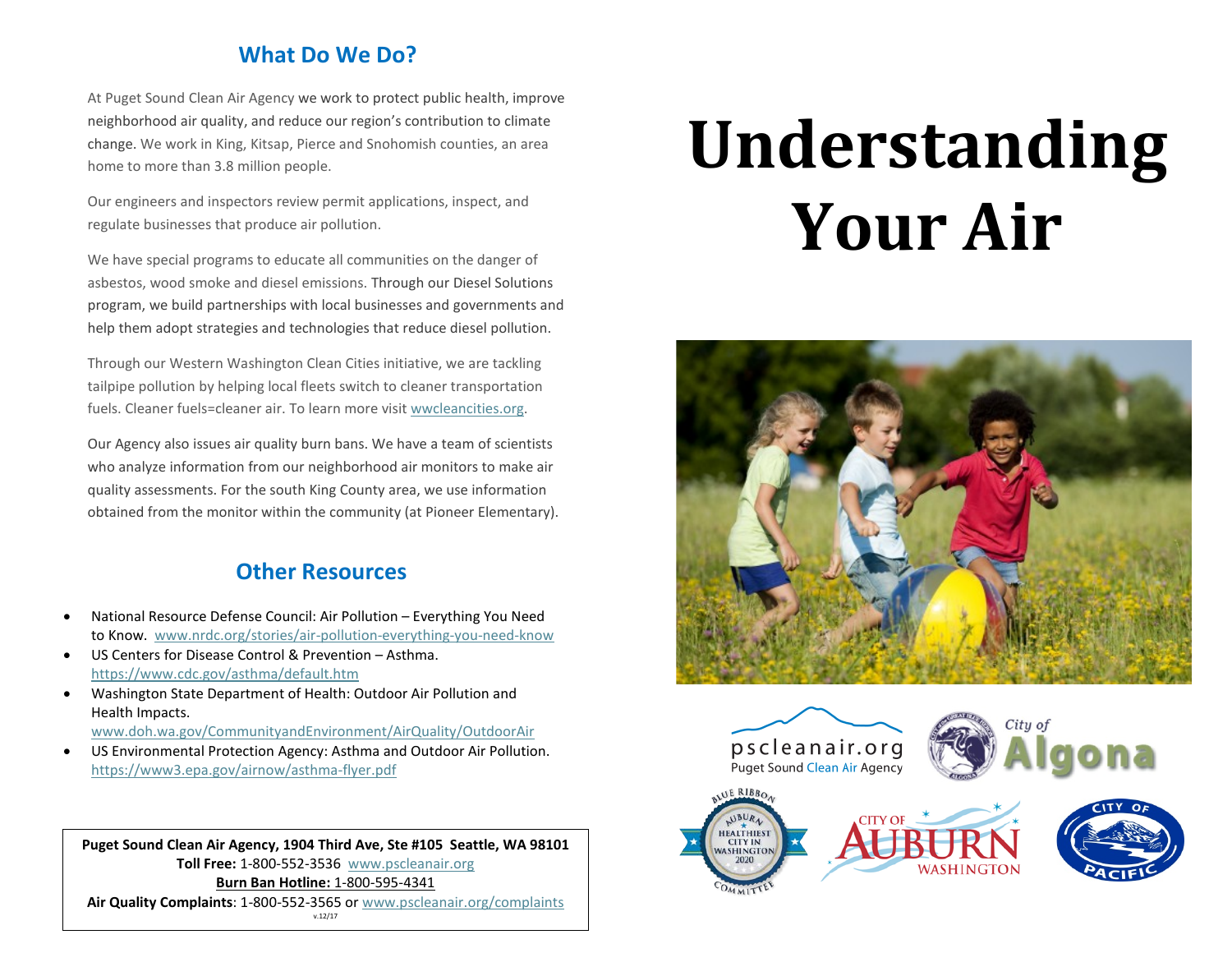## What Do We Do?

At Puget Sound Clean Air Agency we work to protect public health, improve neighborhood air quality, and reduce our region's contribution to climate change. We work in King, Kitsap, Pierce and Snohomish counties, an area home to more than 3.8 million people.

Our engineers and inspectors review permit applications, inspect, and regulate businesses that produce air pollution.

We have special programs to educate all communities on the danger of asbestos, wood smoke and diesel emissions. Through our Diesel Solutions program, we build partnerships with local businesses and governments and help them adopt strategies and technologies that reduce diesel pollution.

Through our Western Washington Clean Cities initiative, we are tackling tailpipe pollution by helping local fleets switch to cleaner transportation fuels. Cleaner fuels=cleaner air. To learn more visit wwcleancities.org.

Our Agency also issues air quality burn bans. We have a team of scientists who analyze information from our neighborhood air monitors to make air quality assessments. For the south King County area, we use information obtained from the monitor within the community (at Pioneer Elementary).

## Other Resources

- National Resource Defense Council: Air Pollution – Everything You Need to Know. www.nrdc.org/stories/air-pollution-everything-you-need-know
- US Centers for Disease Control & Prevention – Asthma. https://www.cdc.gov/asthma/default.htm
- Washington State Department of Health: Outdoor Air Pollution and Health Impacts. www.doh.wa.gov/CommunityandEnvironment/AirQuality/OutdoorAir
- US Environmental Protection Agency: Asthma and Outdoor Air Pollution. https://www3.epa.gov/airnow/asthma-flyer.pdf

**Puget Sound Clean Air Agency, 1904 Third Ave, Ste #105 Seattle, WA 98101**
**Toll Free:** 1-800-552-3536 www.pscleanair.org
**Burn Ban Hotline:** 1-800-595-4341
**Air Quality Complaints**: 1-800-552-3565 or www.pscleanair.org/complaints
v.12/17

# Understanding Your Air

pscleanair.org
Puget Sound Clean Air Agency

City of Algona

Blue Ribbon Committee – Auburn Healthiest City in Washington 2020

City of Auburn Washington

City of Pacific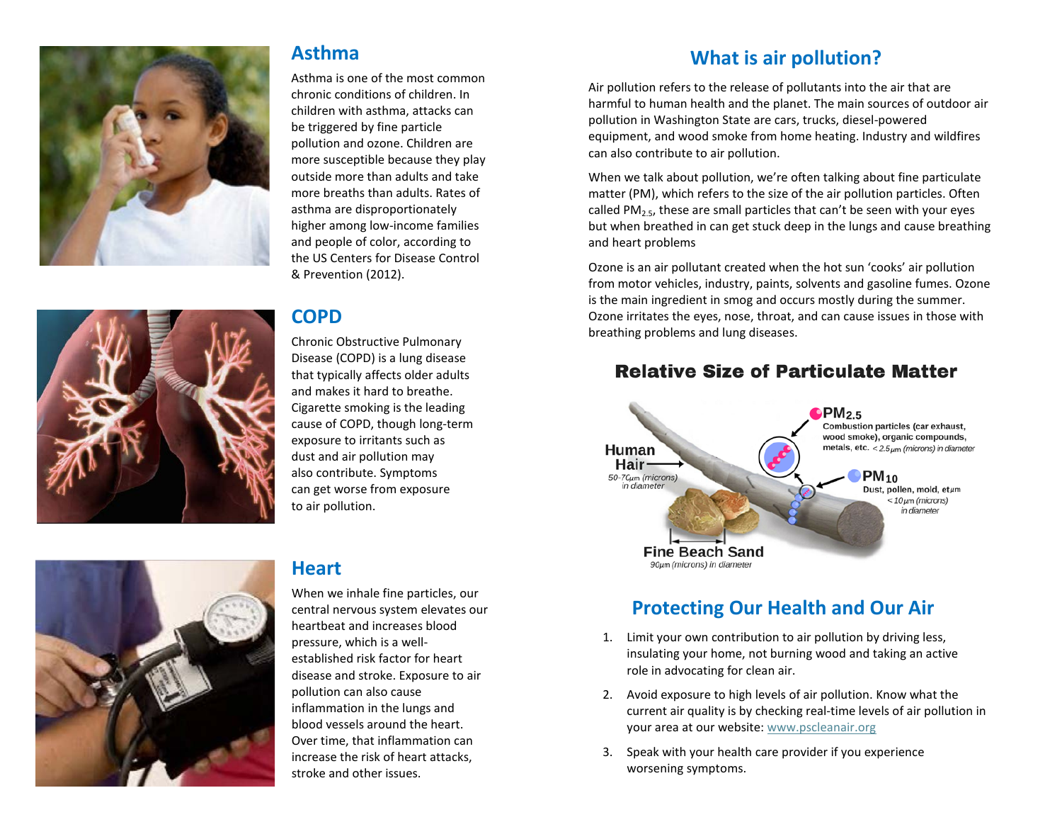## Asthma

Asthma is one of the most common chronic conditions of children. In children with asthma, attacks can be triggered by fine particle pollution and ozone. Children are more susceptible because they play outside more than adults and take more breaths than adults. Rates of asthma are disproportionately higher among low-income families and people of color, according to the US Centers for Disease Control & Prevention (2012).

## COPD

Chronic Obstructive Pulmonary Disease (COPD) is a lung disease that typically affects older adults and makes it hard to breathe. Cigarette smoking is the leading cause of COPD, though long-term exposure to irritants such as dust and air pollution may also contribute. Symptoms can get worse from exposure to air pollution.

## Heart

When we inhale fine particles, our central nervous system elevates our heartbeat and increases blood pressure, which is a well-established risk factor for heart disease and stroke. Exposure to air pollution can also cause inflammation in the lungs and blood vessels around the heart. Over time, that inflammation can increase the risk of heart attacks, stroke and other issues.

## What is air pollution?

Air pollution refers to the release of pollutants into the air that are harmful to human health and the planet. The main sources of outdoor air pollution in Washington State are cars, trucks, diesel-powered equipment, and wood smoke from home heating. Industry and wildfires can also contribute to air pollution.

When we talk about pollution, we're often talking about fine particulate matter (PM), which refers to the size of the air pollution particles. Often called $PM_{2.5}$, these are small particles that can't be seen with your eyes but when breathed in can get stuck deep in the lungs and cause breathing and heart problems

Ozone is an air pollutant created when the hot sun 'cooks' air pollution from motor vehicles, industry, paints, solvents and gasoline fumes. Ozone is the main ingredient in smog and occurs mostly during the summer. Ozone irritates the eyes, nose, throat, and can cause issues in those with breathing problems and lung diseases.

### Relative Size of Particulate Matter

$PM_{2.5}$
Combustion particles (car exhaust, wood smoke), organic compounds, metals, etc. < 2.5µm (microns) in diameter

Human Hair
50-70µm (microns) in diameter

$PM_{10}$
Dust, pollen, mold, etc.
< 10µm (microns) in diameter

Fine Beach Sand
90µm (microns) in diameter

## Protecting Our Health and Our Air

1. Limit your own contribution to air pollution by driving less, insulating your home, not burning wood and taking an active role in advocating for clean air.
2. Avoid exposure to high levels of air pollution. Know what the current air quality is by checking real-time levels of air pollution in your area at our website: www.pscleanair.org
3. Speak with your health care provider if you experience worsening symptoms.